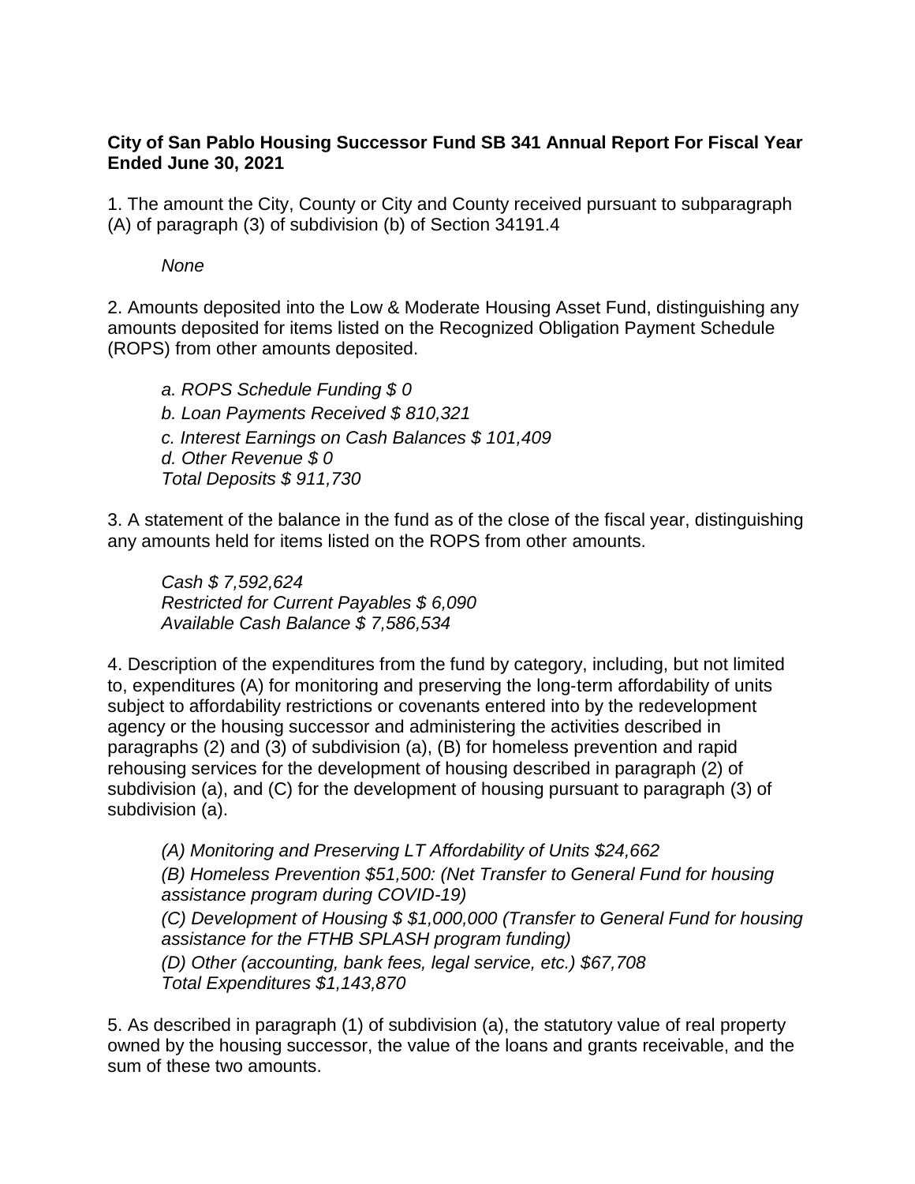**City of San Pablo Housing Successor Fund SB 341 Annual Report For Fiscal Year Ended June 30, 2021**

1. The amount the City, County or City and County received pursuant to subparagraph (A) of paragraph (3) of subdivision (b) of Section 34191.4

    *None*

2. Amounts deposited into the Low & Moderate Housing Asset Fund, distinguishing any amounts deposited for items listed on the Recognized Obligation Payment Schedule (ROPS) from other amounts deposited.

    *a. ROPS Schedule Funding $ 0*
    *b. Loan Payments Received $ 810,321*
    *c. Interest Earnings on Cash Balances $ 101,409*
    *d. Other Revenue $ 0*
    *Total Deposits $ 911,730*

3. A statement of the balance in the fund as of the close of the fiscal year, distinguishing any amounts held for items listed on the ROPS from other amounts.

    *Cash $ 7,592,624*
    *Restricted for Current Payables $ 6,090*
    *Available Cash Balance $ 7,586,534*

4. Description of the expenditures from the fund by category, including, but not limited to, expenditures (A) for monitoring and preserving the long-term affordability of units subject to affordability restrictions or covenants entered into by the redevelopment agency or the housing successor and administering the activities described in paragraphs (2) and (3) of subdivision (a), (B) for homeless prevention and rapid rehousing services for the development of housing described in paragraph (2) of subdivision (a), and (C) for the development of housing pursuant to paragraph (3) of subdivision (a).

    *(A) Monitoring and Preserving LT Affordability of Units $24,662*
    *(B) Homeless Prevention $51,500: (Net Transfer to General Fund for housing assistance program during COVID-19)*
    *(C) Development of Housing $ $1,000,000 (Transfer to General Fund for housing assistance for the FTHB SPLASH program funding)*
    *(D) Other (accounting, bank fees, legal service, etc.) $67,708*
    *Total Expenditures $1,143,870*

5. As described in paragraph (1) of subdivision (a), the statutory value of real property owned by the housing successor, the value of the loans and grants receivable, and the sum of these two amounts.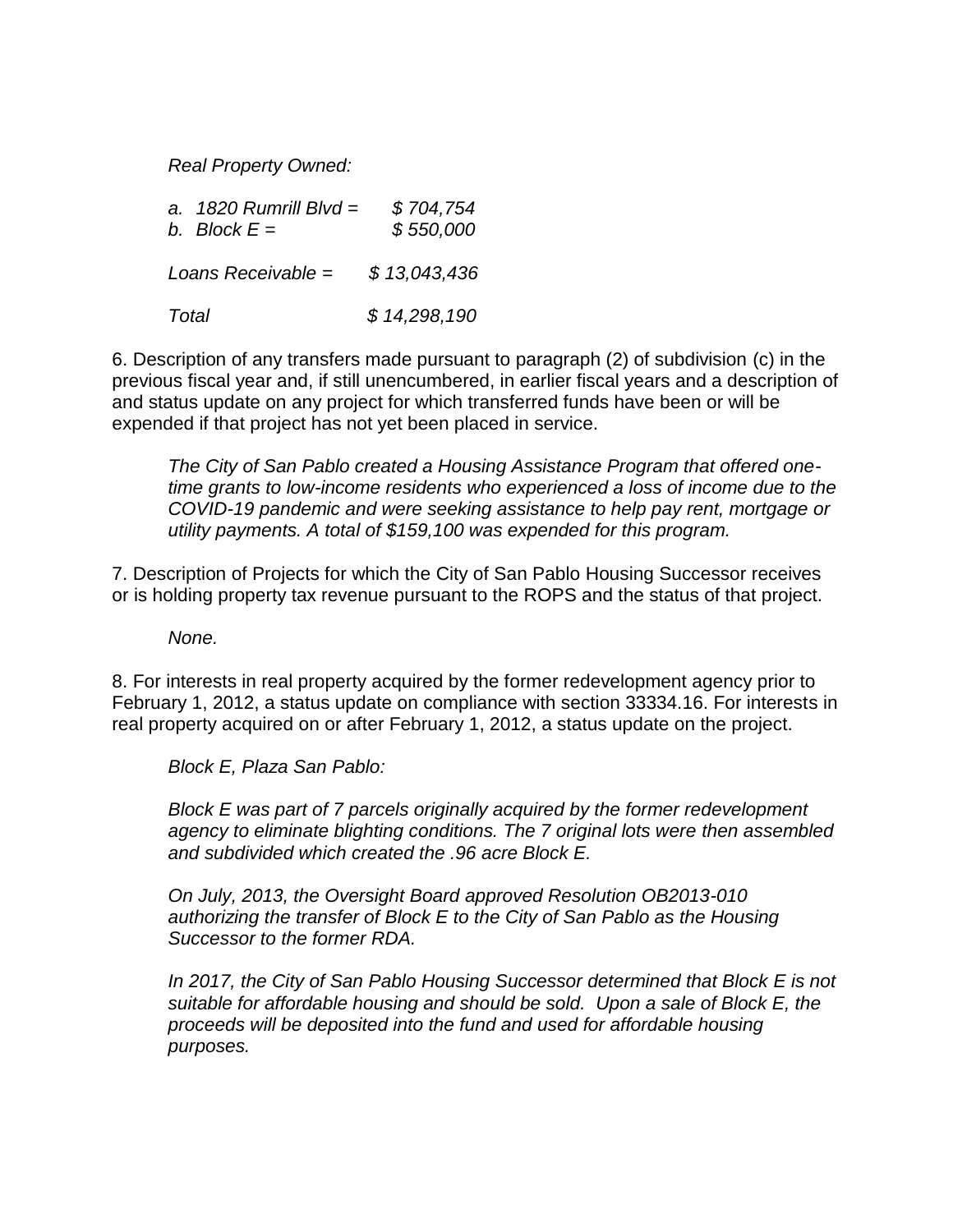*Real Property Owned:*

| | |
|---|---|
| *a. 1820 Rumrill Blvd =* | *$ 704,754* |
| *b. Block E =* | *$ 550,000* |
| *Loans Receivable =* | *$ 13,043,436* |
| *Total* | *$ 14,298,190* |

6. Description of any transfers made pursuant to paragraph (2) of subdivision (c) in the previous fiscal year and, if still unencumbered, in earlier fiscal years and a description of and status update on any project for which transferred funds have been or will be expended if that project has not yet been placed in service.

*The City of San Pablo created a Housing Assistance Program that offered one-time grants to low-income residents who experienced a loss of income due to the COVID-19 pandemic and were seeking assistance to help pay rent, mortgage or utility payments. A total of $159,100 was expended for this program.*

7. Description of Projects for which the City of San Pablo Housing Successor receives or is holding property tax revenue pursuant to the ROPS and the status of that project.

*None.*

8. For interests in real property acquired by the former redevelopment agency prior to February 1, 2012, a status update on compliance with section 33334.16. For interests in real property acquired on or after February 1, 2012, a status update on the project.

*Block E, Plaza San Pablo:*

*Block E was part of 7 parcels originally acquired by the former redevelopment agency to eliminate blighting conditions. The 7 original lots were then assembled and subdivided which created the .96 acre Block E.*

*On July, 2013, the Oversight Board approved Resolution OB2013-010 authorizing the transfer of Block E to the City of San Pablo as the Housing Successor to the former RDA.*

*In 2017, the City of San Pablo Housing Successor determined that Block E is not suitable for affordable housing and should be sold. Upon a sale of Block E, the proceeds will be deposited into the fund and used for affordable housing purposes.*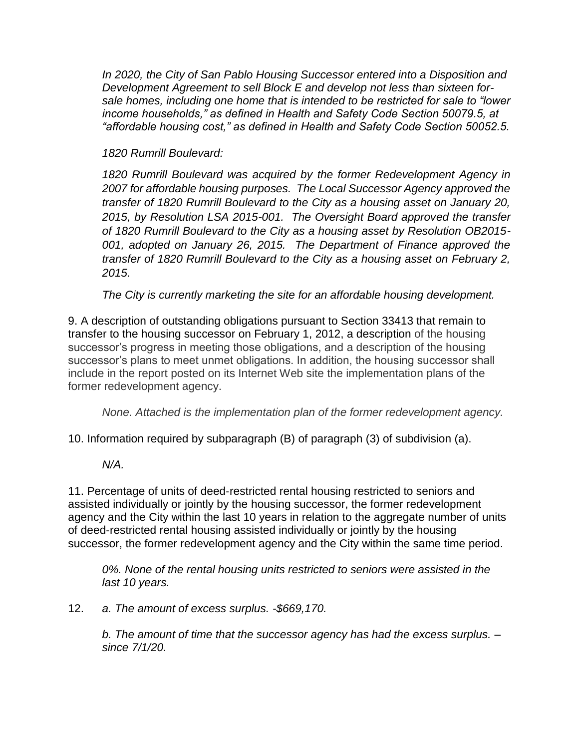*In 2020, the City of San Pablo Housing Successor entered into a Disposition and Development Agreement to sell Block E and develop not less than sixteen for-sale homes, including one home that is intended to be restricted for sale to "lower income households," as defined in Health and Safety Code Section 50079.5, at "affordable housing cost," as defined in Health and Safety Code Section 50052.5.*

*1820 Rumrill Boulevard:*

*1820 Rumrill Boulevard was acquired by the former Redevelopment Agency in 2007 for affordable housing purposes. The Local Successor Agency approved the transfer of 1820 Rumrill Boulevard to the City as a housing asset on January 20, 2015, by Resolution LSA 2015-001. The Oversight Board approved the transfer of 1820 Rumrill Boulevard to the City as a housing asset by Resolution OB2015-001, adopted on January 26, 2015. The Department of Finance approved the transfer of 1820 Rumrill Boulevard to the City as a housing asset on February 2, 2015.*

*The City is currently marketing the site for an affordable housing development.*

9. A description of outstanding obligations pursuant to Section 33413 that remain to transfer to the housing successor on February 1, 2012, a description of the housing successor's progress in meeting those obligations, and a description of the housing successor's plans to meet unmet obligations. In addition, the housing successor shall include in the report posted on its Internet Web site the implementation plans of the former redevelopment agency.

*None. Attached is the implementation plan of the former redevelopment agency.*

10. Information required by subparagraph (B) of paragraph (3) of subdivision (a).

*N/A.*

11. Percentage of units of deed-restricted rental housing restricted to seniors and assisted individually or jointly by the housing successor, the former redevelopment agency and the City within the last 10 years in relation to the aggregate number of units of deed-restricted rental housing assisted individually or jointly by the housing successor, the former redevelopment agency and the City within the same time period.

*0%. None of the rental housing units restricted to seniors were assisted in the last 10 years.*

12. *a. The amount of excess surplus. -$669,170.*

*b. The amount of time that the successor agency has had the excess surplus. – since 7/1/20.*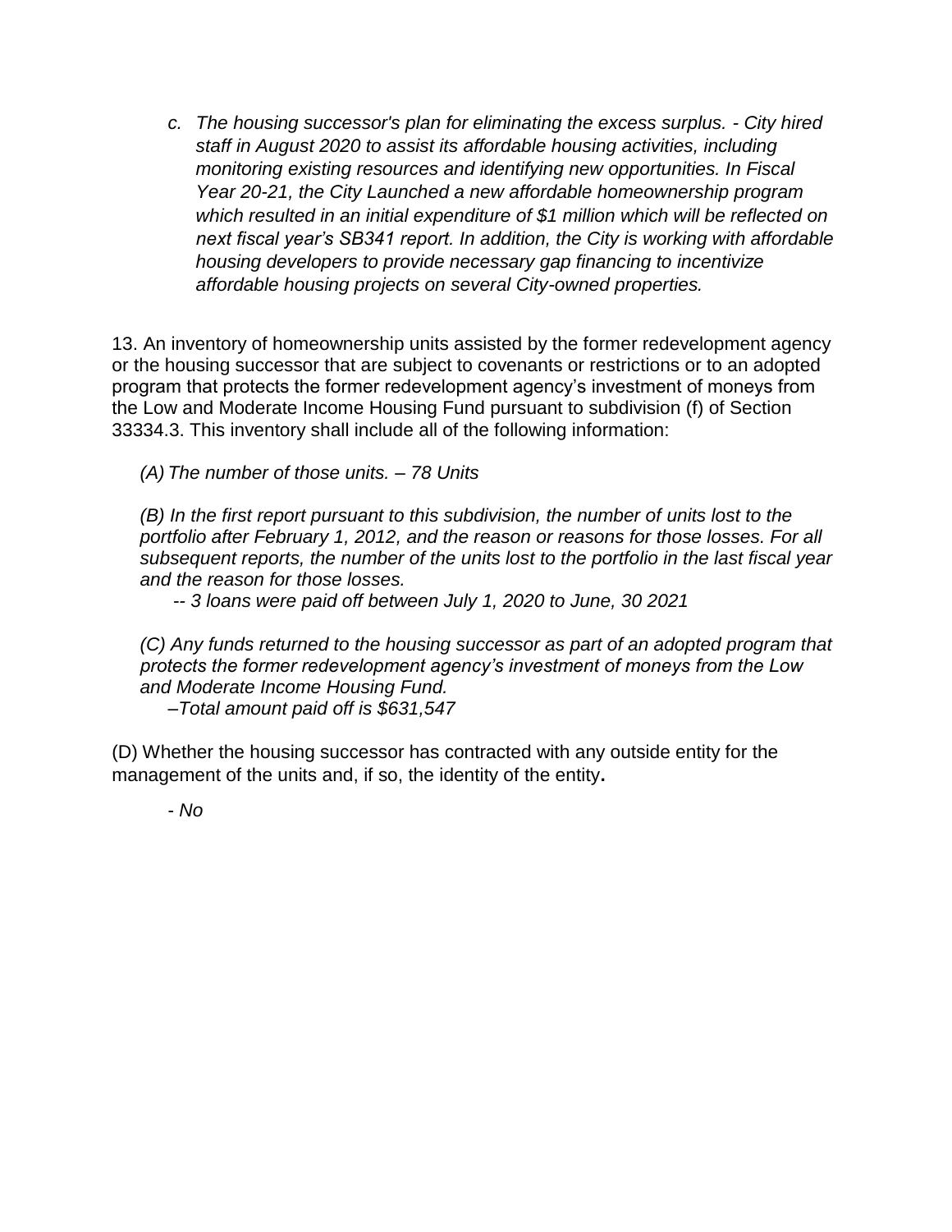c. *The housing successor's plan for eliminating the excess surplus. - City hired staff in August 2020 to assist its affordable housing activities, including monitoring existing resources and identifying new opportunities. In Fiscal Year 20-21, the City Launched a new affordable homeownership program which resulted in an initial expenditure of $1 million which will be reflected on next fiscal year's SB341 report. In addition, the City is working with affordable housing developers to provide necessary gap financing to incentivize affordable housing projects on several City-owned properties.*

13. An inventory of homeownership units assisted by the former redevelopment agency or the housing successor that are subject to covenants or restrictions or to an adopted program that protects the former redevelopment agency's investment of moneys from the Low and Moderate Income Housing Fund pursuant to subdivision (f) of Section 33334.3. This inventory shall include all of the following information:

*(A) The number of those units. – 78 Units*

*(B) In the first report pursuant to this subdivision, the number of units lost to the portfolio after February 1, 2012, and the reason or reasons for those losses. For all subsequent reports, the number of the units lost to the portfolio in the last fiscal year and the reason for those losses.*

*-- 3 loans were paid off between July 1, 2020 to June, 30 2021*

*(C) Any funds returned to the housing successor as part of an adopted program that protects the former redevelopment agency's investment of moneys from the Low and Moderate Income Housing Fund.*

*–Total amount paid off is $631,547*

(D) Whether the housing successor has contracted with any outside entity for the management of the units and, if so, the identity of the entity**.**

*- No*